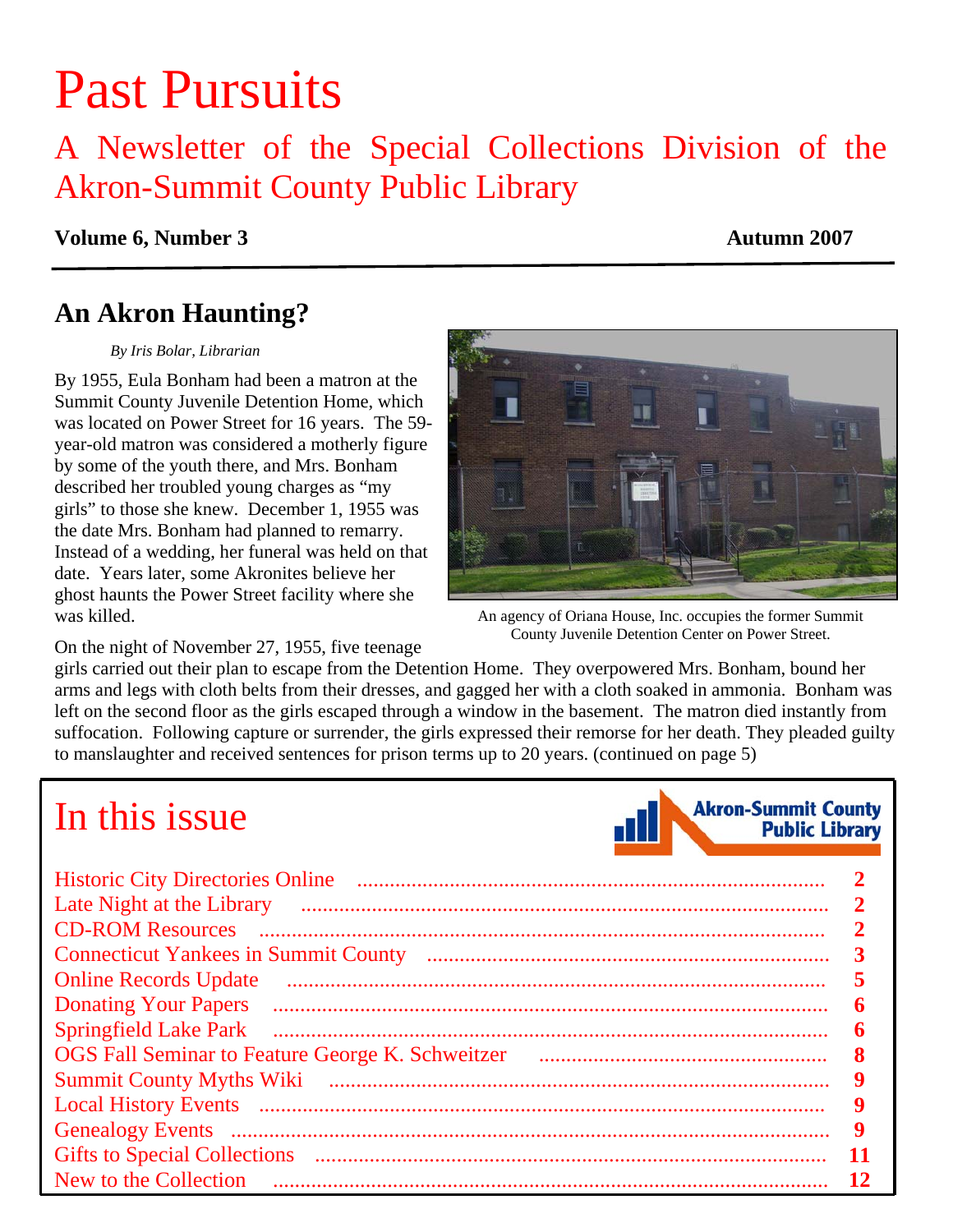# Past Pursuits

## A Newsletter of the Special Collections Division of the Akron-Summit County Public Library

**Volume 6, Number 3** **Autumn 2007**

## An Akron Haunting?

*By Iris Bolar, Librarian*

By 1955, Eula Bonham had been a matron at the Summit County Juvenile Detention Home, which was located on Power Street for 16 years. The 59-year-old matron was considered a motherly figure by some of the youth there, and Mrs. Bonham described her troubled young charges as "my girls" to those she knew. December 1, 1955 was the date Mrs. Bonham had planned to remarry. Instead of a wedding, her funeral was held on that date. Years later, some Akronites believe her ghost haunts the Power Street facility where she was killed.

An agency of Oriana House, Inc. occupies the former Summit County Juvenile Detention Center on Power Street.

On the night of November 27, 1955, five teenage girls carried out their plan to escape from the Detention Home. They overpowered Mrs. Bonham, bound her arms and legs with cloth belts from their dresses, and gagged her with a cloth soaked in ammonia. Bonham was left on the second floor as the girls escaped through a window in the basement. The matron died instantly from suffocation. Following capture or surrender, the girls expressed their remorse for her death. They pleaded guilty to manslaughter and received sentences for prison terms up to 20 years. (continued on page 5)

## In this issue

Akron-Summit County Public Library

| | |
|---|---|
| Historic City Directories Online | 2 |
| Late Night at the Library | 2 |
| CD-ROM Resources | 2 |
| Connecticut Yankees in Summit County | 3 |
| Online Records Update | 5 |
| Donating Your Papers | 6 |
| Springfield Lake Park | 6 |
| OGS Fall Seminar to Feature George K. Schweitzer | 8 |
| Summit County Myths Wiki | 9 |
| Local History Events | 9 |
| Genealogy Events | 9 |
| Gifts to Special Collections | 11 |
| New to the Collection | 12 |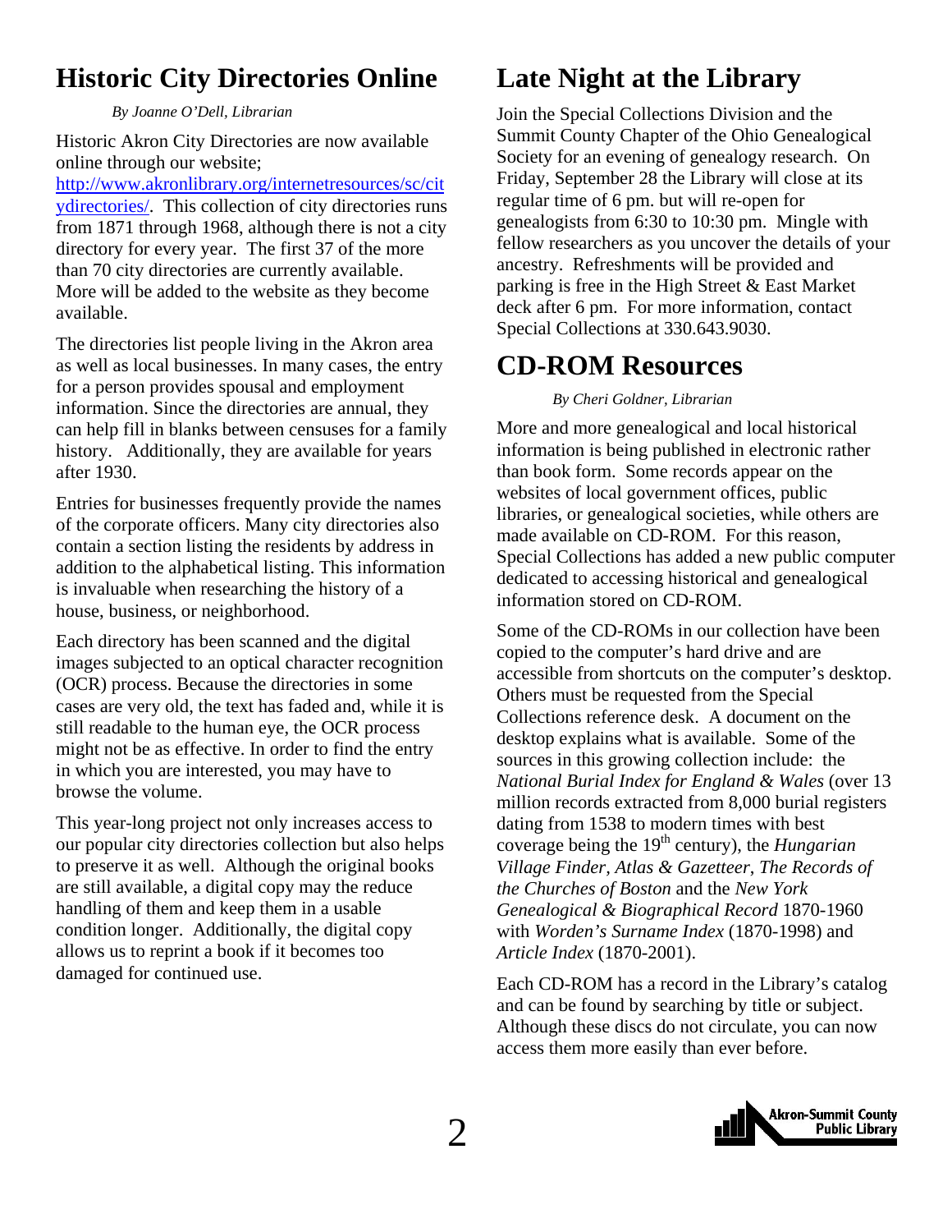# Historic City Directories Online

*By Joanne O'Dell, Librarian*

Historic Akron City Directories are now available online through our website; http://www.akronlibrary.org/internetresources/sc/citydirectories/. This collection of city directories runs from 1871 through 1968, although there is not a city directory for every year. The first 37 of the more than 70 city directories are currently available. More will be added to the website as they become available.

The directories list people living in the Akron area as well as local businesses. In many cases, the entry for a person provides spousal and employment information. Since the directories are annual, they can help fill in blanks between censuses for a family history. Additionally, they are available for years after 1930.

Entries for businesses frequently provide the names of the corporate officers. Many city directories also contain a section listing the residents by address in addition to the alphabetical listing. This information is invaluable when researching the history of a house, business, or neighborhood.

Each directory has been scanned and the digital images subjected to an optical character recognition (OCR) process. Because the directories in some cases are very old, the text has faded and, while it is still readable to the human eye, the OCR process might not be as effective. In order to find the entry in which you are interested, you may have to browse the volume.

This year-long project not only increases access to our popular city directories collection but also helps to preserve it as well. Although the original books are still available, a digital copy may the reduce handling of them and keep them in a usable condition longer. Additionally, the digital copy allows us to reprint a book if it becomes too damaged for continued use.

# Late Night at the Library

Join the Special Collections Division and the Summit County Chapter of the Ohio Genealogical Society for an evening of genealogy research. On Friday, September 28 the Library will close at its regular time of 6 pm. but will re-open for genealogists from 6:30 to 10:30 pm. Mingle with fellow researchers as you uncover the details of your ancestry. Refreshments will be provided and parking is free in the High Street & East Market deck after 6 pm. For more information, contact Special Collections at 330.643.9030.

# CD-ROM Resources

*By Cheri Goldner, Librarian*

More and more genealogical and local historical information is being published in electronic rather than book form. Some records appear on the websites of local government offices, public libraries, or genealogical societies, while others are made available on CD-ROM. For this reason, Special Collections has added a new public computer dedicated to accessing historical and genealogical information stored on CD-ROM.

Some of the CD-ROMs in our collection have been copied to the computer's hard drive and are accessible from shortcuts on the computer's desktop. Others must be requested from the Special Collections reference desk. A document on the desktop explains what is available. Some of the sources in this growing collection include: the *National Burial Index for England & Wales* (over 13 million records extracted from 8,000 burial registers dating from 1538 to modern times with best coverage being the 19$^{th}$ century), the *Hungarian Village Finder, Atlas & Gazetteer*, *The Records of the Churches of Boston* and the *New York Genealogical & Biographical Record* 1870-1960 with *Worden's Surname Index* (1870-1998) and *Article Index* (1870-2001).

Each CD-ROM has a record in the Library's catalog and can be found by searching by title or subject. Although these discs do not circulate, you can now access them more easily than ever before.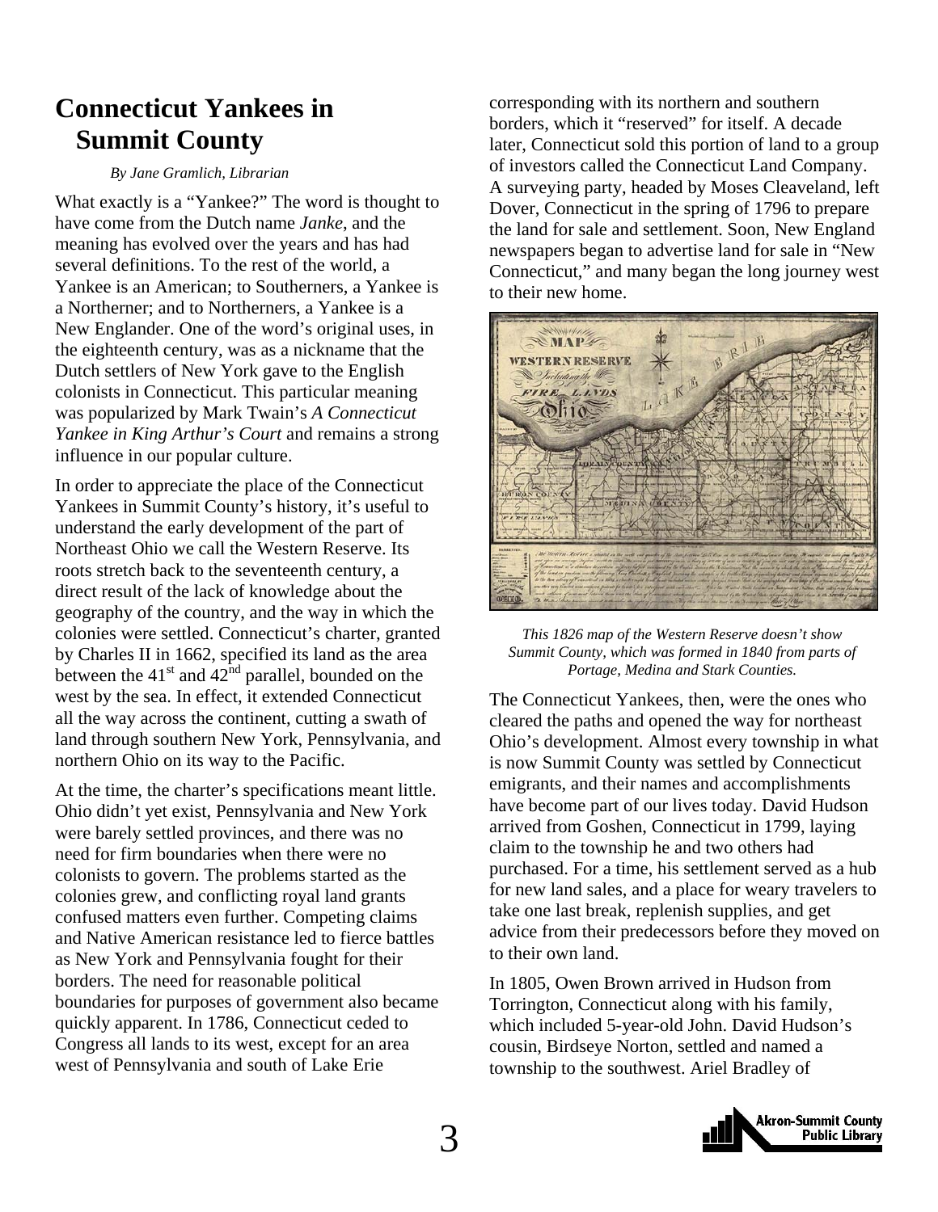# Connecticut Yankees in Summit County

*By Jane Gramlich, Librarian*

What exactly is a "Yankee?" The word is thought to have come from the Dutch name *Janke*, and the meaning has evolved over the years and has had several definitions. To the rest of the world, a Yankee is an American; to Southerners, a Yankee is a Northerner; and to Northerners, a Yankee is a New Englander. One of the word's original uses, in the eighteenth century, was as a nickname that the Dutch settlers of New York gave to the English colonists in Connecticut. This particular meaning was popularized by Mark Twain's *A Connecticut Yankee in King Arthur's Court* and remains a strong influence in our popular culture.

In order to appreciate the place of the Connecticut Yankees in Summit County's history, it's useful to understand the early development of the part of Northeast Ohio we call the Western Reserve. Its roots stretch back to the seventeenth century, a direct result of the lack of knowledge about the geography of the country, and the way in which the colonies were settled. Connecticut's charter, granted by Charles II in 1662, specified its land as the area between the 41st and 42nd parallel, bounded on the west by the sea. In effect, it extended Connecticut all the way across the continent, cutting a swath of land through southern New York, Pennsylvania, and northern Ohio on its way to the Pacific.

At the time, the charter's specifications meant little. Ohio didn't yet exist, Pennsylvania and New York were barely settled provinces, and there was no need for firm boundaries when there were no colonists to govern. The problems started as the colonies grew, and conflicting royal land grants confused matters even further. Competing claims and Native American resistance led to fierce battles as New York and Pennsylvania fought for their borders. The need for reasonable political boundaries for purposes of government also became quickly apparent. In 1786, Connecticut ceded to Congress all lands to its west, except for an area west of Pennsylvania and south of Lake Erie corresponding with its northern and southern borders, which it "reserved" for itself. A decade later, Connecticut sold this portion of land to a group of investors called the Connecticut Land Company. A surveying party, headed by Moses Cleaveland, left Dover, Connecticut in the spring of 1796 to prepare the land for sale and settlement. Soon, New England newspapers began to advertise land for sale in "New Connecticut," and many began the long journey west to their new home.

*This 1826 map of the Western Reserve doesn't show Summit County, which was formed in 1840 from parts of Portage, Medina and Stark Counties.*

The Connecticut Yankees, then, were the ones who cleared the paths and opened the way for northeast Ohio's development. Almost every township in what is now Summit County was settled by Connecticut emigrants, and their names and accomplishments have become part of our lives today. David Hudson arrived from Goshen, Connecticut in 1799, laying claim to the township he and two others had purchased. For a time, his settlement served as a hub for new land sales, and a place for weary travelers to take one last break, replenish supplies, and get advice from their predecessors before they moved on to their own land.

In 1805, Owen Brown arrived in Hudson from Torrington, Connecticut along with his family, which included 5-year-old John. David Hudson's cousin, Birdseye Norton, settled and named a township to the southwest. Ariel Bradley of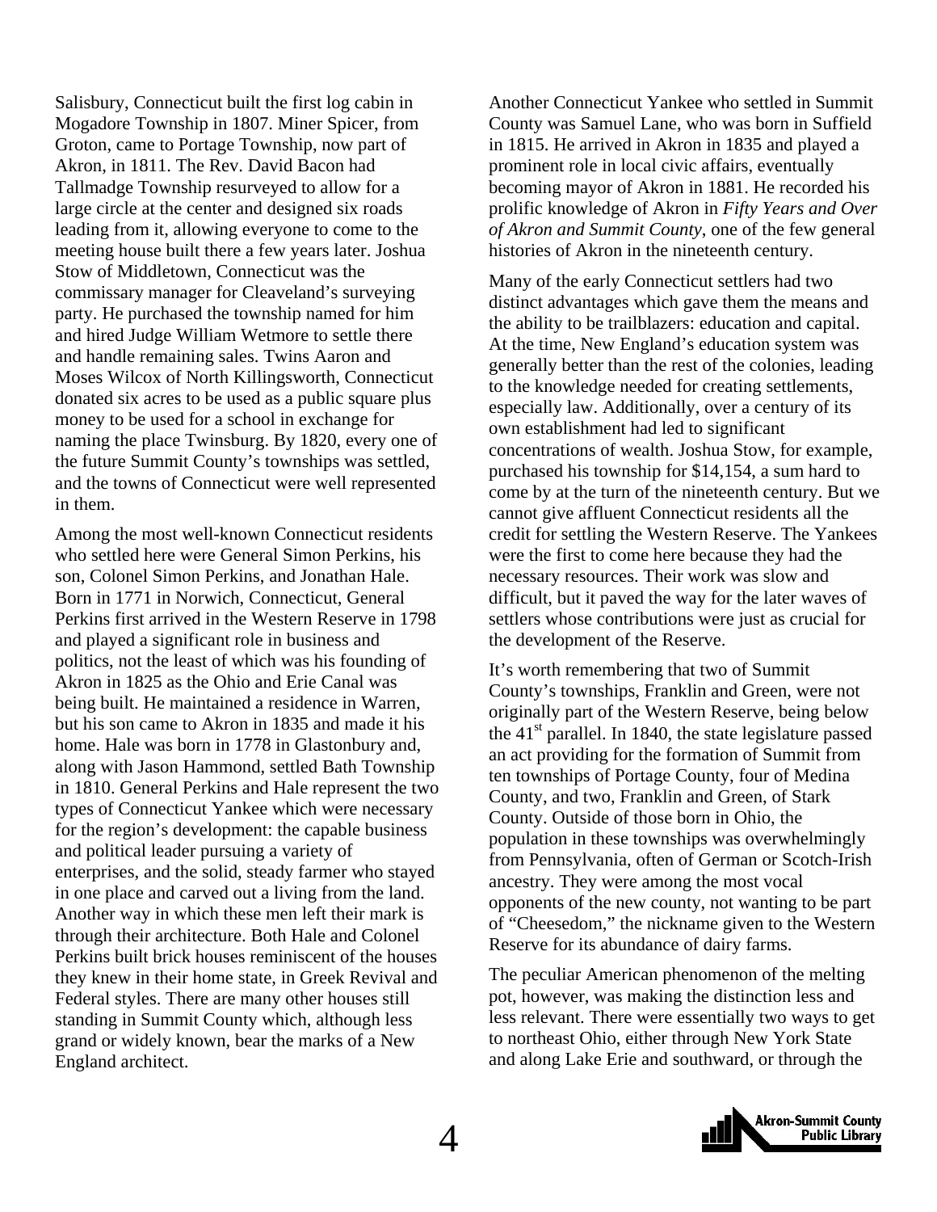Salisbury, Connecticut built the first log cabin in Mogadore Township in 1807. Miner Spicer, from Groton, came to Portage Township, now part of Akron, in 1811. The Rev. David Bacon had Tallmadge Township resurveyed to allow for a large circle at the center and designed six roads leading from it, allowing everyone to come to the meeting house built there a few years later. Joshua Stow of Middletown, Connecticut was the commissary manager for Cleaveland's surveying party. He purchased the township named for him and hired Judge William Wetmore to settle there and handle remaining sales. Twins Aaron and Moses Wilcox of North Killingsworth, Connecticut donated six acres to be used as a public square plus money to be used for a school in exchange for naming the place Twinsburg. By 1820, every one of the future Summit County's townships was settled, and the towns of Connecticut were well represented in them.

Among the most well-known Connecticut residents who settled here were General Simon Perkins, his son, Colonel Simon Perkins, and Jonathan Hale. Born in 1771 in Norwich, Connecticut, General Perkins first arrived in the Western Reserve in 1798 and played a significant role in business and politics, not the least of which was his founding of Akron in 1825 as the Ohio and Erie Canal was being built. He maintained a residence in Warren, but his son came to Akron in 1835 and made it his home. Hale was born in 1778 in Glastonbury and, along with Jason Hammond, settled Bath Township in 1810. General Perkins and Hale represent the two types of Connecticut Yankee which were necessary for the region's development: the capable business and political leader pursuing a variety of enterprises, and the solid, steady farmer who stayed in one place and carved out a living from the land. Another way in which these men left their mark is through their architecture. Both Hale and Colonel Perkins built brick houses reminiscent of the houses they knew in their home state, in Greek Revival and Federal styles. There are many other houses still standing in Summit County which, although less grand or widely known, bear the marks of a New England architect.

Another Connecticut Yankee who settled in Summit County was Samuel Lane, who was born in Suffield in 1815. He arrived in Akron in 1835 and played a prominent role in local civic affairs, eventually becoming mayor of Akron in 1881. He recorded his prolific knowledge of Akron in *Fifty Years and Over of Akron and Summit County*, one of the few general histories of Akron in the nineteenth century.

Many of the early Connecticut settlers had two distinct advantages which gave them the means and the ability to be trailblazers: education and capital. At the time, New England's education system was generally better than the rest of the colonies, leading to the knowledge needed for creating settlements, especially law. Additionally, over a century of its own establishment had led to significant concentrations of wealth. Joshua Stow, for example, purchased his township for $14,154, a sum hard to come by at the turn of the nineteenth century. But we cannot give affluent Connecticut residents all the credit for settling the Western Reserve. The Yankees were the first to come here because they had the necessary resources. Their work was slow and difficult, but it paved the way for the later waves of settlers whose contributions were just as crucial for the development of the Reserve.

It's worth remembering that two of Summit County's townships, Franklin and Green, were not originally part of the Western Reserve, being below the 41st parallel. In 1840, the state legislature passed an act providing for the formation of Summit from ten townships of Portage County, four of Medina County, and two, Franklin and Green, of Stark County. Outside of those born in Ohio, the population in these townships was overwhelmingly from Pennsylvania, often of German or Scotch-Irish ancestry. They were among the most vocal opponents of the new county, not wanting to be part of "Cheesedom," the nickname given to the Western Reserve for its abundance of dairy farms.

The peculiar American phenomenon of the melting pot, however, was making the distinction less and less relevant. There were essentially two ways to get to northeast Ohio, either through New York State and along Lake Erie and southward, or through the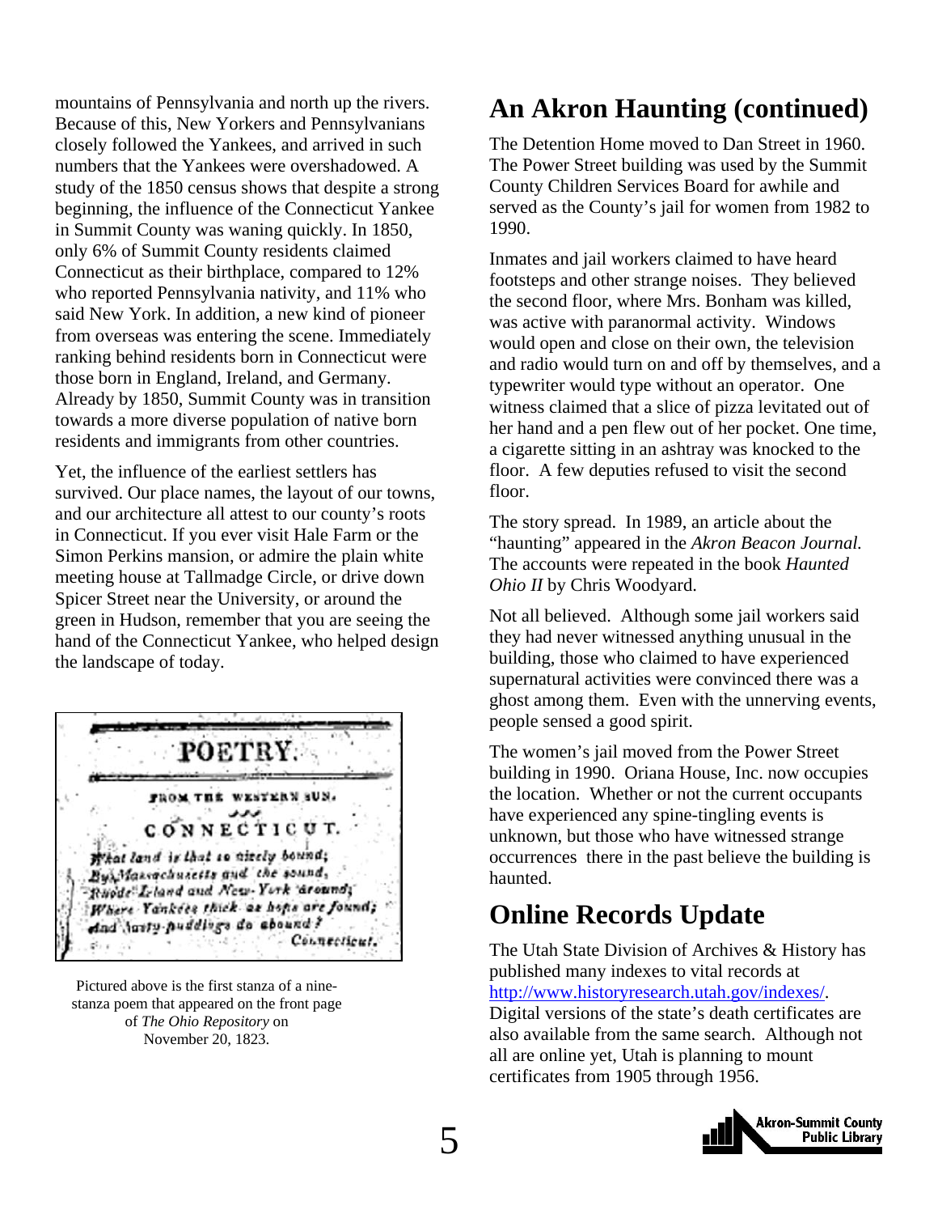mountains of Pennsylvania and north up the rivers. Because of this, New Yorkers and Pennsylvanians closely followed the Yankees, and arrived in such numbers that the Yankees were overshadowed. A study of the 1850 census shows that despite a strong beginning, the influence of the Connecticut Yankee in Summit County was waning quickly. In 1850, only 6% of Summit County residents claimed Connecticut as their birthplace, compared to 12% who reported Pennsylvania nativity, and 11% who said New York. In addition, a new kind of pioneer from overseas was entering the scene. Immediately ranking behind residents born in Connecticut were those born in England, Ireland, and Germany. Already by 1850, Summit County was in transition towards a more diverse population of native born residents and immigrants from other countries.

Yet, the influence of the earliest settlers has survived. Our place names, the layout of our towns, and our architecture all attest to our county's roots in Connecticut. If you ever visit Hale Farm or the Simon Perkins mansion, or admire the plain white meeting house at Tallmadge Circle, or drive down Spicer Street near the University, or around the green in Hudson, remember that you are seeing the hand of the Connecticut Yankee, who helped design the landscape of today.

POETRY.

FROM THE WESTERN SUN.

CONNECTICUT.

What land is that so nicely bound;
By Massachusetts and the sound,
Rhode Island and New-York around;
Where Yankees thick as hops are found;
And tasty puddings do abound?
Connecticut.

Pictured above is the first stanza of a nine-stanza poem that appeared on the front page of *The Ohio Repository* on November 20, 1823.

## An Akron Haunting (continued)

The Detention Home moved to Dan Street in 1960. The Power Street building was used by the Summit County Children Services Board for awhile and served as the County's jail for women from 1982 to 1990.

Inmates and jail workers claimed to have heard footsteps and other strange noises. They believed the second floor, where Mrs. Bonham was killed, was active with paranormal activity. Windows would open and close on their own, the television and radio would turn on and off by themselves, and a typewriter would type without an operator. One witness claimed that a slice of pizza levitated out of her hand and a pen flew out of her pocket. One time, a cigarette sitting in an ashtray was knocked to the floor. A few deputies refused to visit the second floor.

The story spread. In 1989, an article about the "haunting" appeared in the *Akron Beacon Journal.* The accounts were repeated in the book *Haunted Ohio II* by Chris Woodyard.

Not all believed. Although some jail workers said they had never witnessed anything unusual in the building, those who claimed to have experienced supernatural activities were convinced there was a ghost among them. Even with the unnerving events, people sensed a good spirit.

The women's jail moved from the Power Street building in 1990. Oriana House, Inc. now occupies the location. Whether or not the current occupants have experienced any spine-tingling events is unknown, but those who have witnessed strange occurrences there in the past believe the building is haunted.

## Online Records Update

The Utah State Division of Archives & History has published many indexes to vital records at http://www.historyresearch.utah.gov/indexes/. Digital versions of the state's death certificates are also available from the same search. Although not all are online yet, Utah is planning to mount certificates from 1905 through 1956.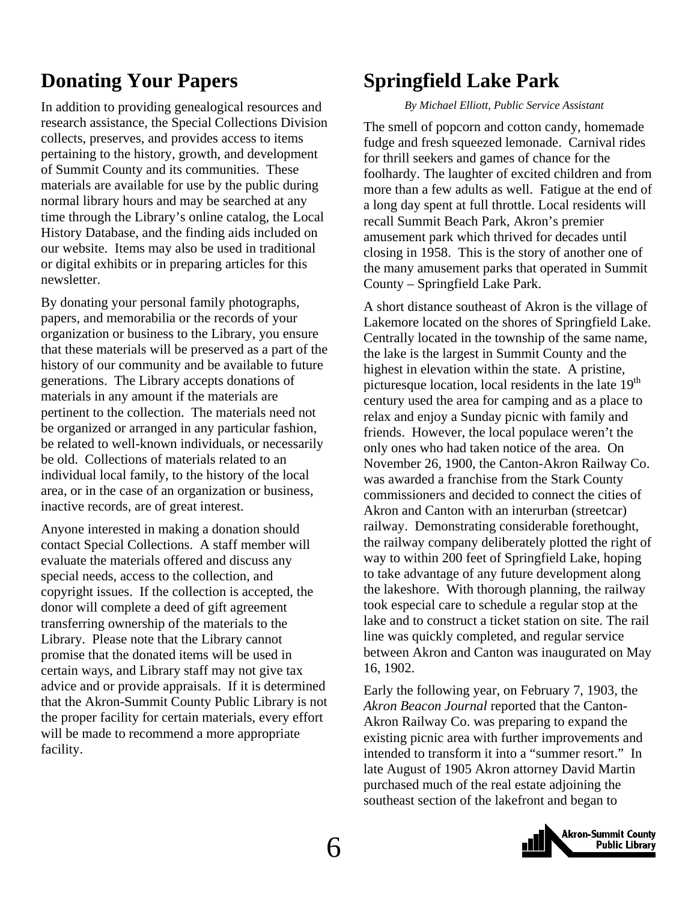## Donating Your Papers

In addition to providing genealogical resources and research assistance, the Special Collections Division collects, preserves, and provides access to items pertaining to the history, growth, and development of Summit County and its communities. These materials are available for use by the public during normal library hours and may be searched at any time through the Library's online catalog, the Local History Database, and the finding aids included on our website. Items may also be used in traditional or digital exhibits or in preparing articles for this newsletter.

By donating your personal family photographs, papers, and memorabilia or the records of your organization or business to the Library, you ensure that these materials will be preserved as a part of the history of our community and be available to future generations. The Library accepts donations of materials in any amount if the materials are pertinent to the collection. The materials need not be organized or arranged in any particular fashion, be related to well-known individuals, or necessarily be old. Collections of materials related to an individual local family, to the history of the local area, or in the case of an organization or business, inactive records, are of great interest.

Anyone interested in making a donation should contact Special Collections. A staff member will evaluate the materials offered and discuss any special needs, access to the collection, and copyright issues. If the collection is accepted, the donor will complete a deed of gift agreement transferring ownership of the materials to the Library. Please note that the Library cannot promise that the donated items will be used in certain ways, and Library staff may not give tax advice and or provide appraisals. If it is determined that the Akron-Summit County Public Library is not the proper facility for certain materials, every effort will be made to recommend a more appropriate facility.

## Springfield Lake Park

*By Michael Elliott, Public Service Assistant*

The smell of popcorn and cotton candy, homemade fudge and fresh squeezed lemonade. Carnival rides for thrill seekers and games of chance for the foolhardy. The laughter of excited children and from more than a few adults as well. Fatigue at the end of a long day spent at full throttle. Local residents will recall Summit Beach Park, Akron's premier amusement park which thrived for decades until closing in 1958. This is the story of another one of the many amusement parks that operated in Summit County – Springfield Lake Park.

A short distance southeast of Akron is the village of Lakemore located on the shores of Springfield Lake. Centrally located in the township of the same name, the lake is the largest in Summit County and the highest in elevation within the state. A pristine, picturesque location, local residents in the late 19th century used the area for camping and as a place to relax and enjoy a Sunday picnic with family and friends. However, the local populace weren't the only ones who had taken notice of the area. On November 26, 1900, the Canton-Akron Railway Co. was awarded a franchise from the Stark County commissioners and decided to connect the cities of Akron and Canton with an interurban (streetcar) railway. Demonstrating considerable forethought, the railway company deliberately plotted the right of way to within 200 feet of Springfield Lake, hoping to take advantage of any future development along the lakeshore. With thorough planning, the railway took especial care to schedule a regular stop at the lake and to construct a ticket station on site. The rail line was quickly completed, and regular service between Akron and Canton was inaugurated on May 16, 1902.

Early the following year, on February 7, 1903, the *Akron Beacon Journal* reported that the Canton-Akron Railway Co. was preparing to expand the existing picnic area with further improvements and intended to transform it into a "summer resort." In late August of 1905 Akron attorney David Martin purchased much of the real estate adjoining the southeast section of the lakefront and began to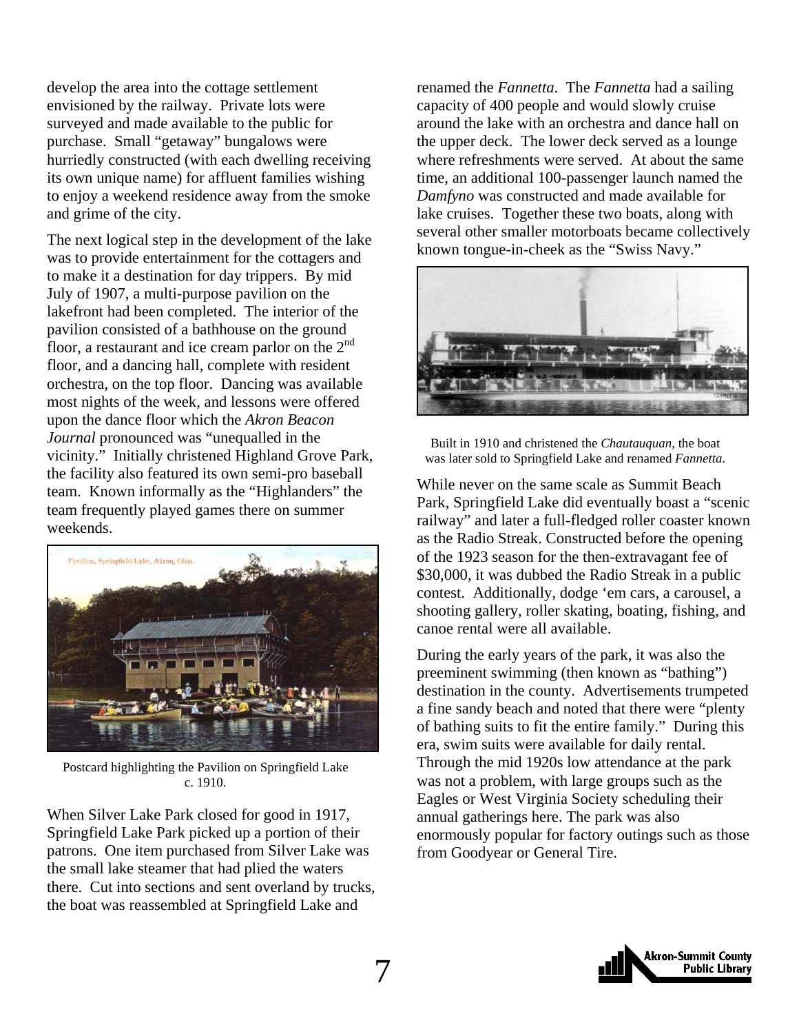develop the area into the cottage settlement envisioned by the railway. Private lots were surveyed and made available to the public for purchase. Small "getaway" bungalows were hurriedly constructed (with each dwelling receiving its own unique name) for affluent families wishing to enjoy a weekend residence away from the smoke and grime of the city.

The next logical step in the development of the lake was to provide entertainment for the cottagers and to make it a destination for day trippers. By mid July of 1907, a multi-purpose pavilion on the lakefront had been completed. The interior of the pavilion consisted of a bathhouse on the ground floor, a restaurant and ice cream parlor on the 2nd floor, and a dancing hall, complete with resident orchestra, on the top floor. Dancing was available most nights of the week, and lessons were offered upon the dance floor which the *Akron Beacon Journal* pronounced was "unequalled in the vicinity." Initially christened Highland Grove Park, the facility also featured its own semi-pro baseball team. Known informally as the "Highlanders" the team frequently played games there on summer weekends.

Postcard highlighting the Pavilion on Springfield Lake c. 1910.

When Silver Lake Park closed for good in 1917, Springfield Lake Park picked up a portion of their patrons. One item purchased from Silver Lake was the small lake steamer that had plied the waters there. Cut into sections and sent overland by trucks, the boat was reassembled at Springfield Lake and renamed the *Fannetta*. The *Fannetta* had a sailing capacity of 400 people and would slowly cruise around the lake with an orchestra and dance hall on the upper deck. The lower deck served as a lounge where refreshments were served. At about the same time, an additional 100-passenger launch named the *Damfyno* was constructed and made available for lake cruises. Together these two boats, along with several other smaller motorboats became collectively known tongue-in-cheek as the "Swiss Navy."

Built in 1910 and christened the *Chautauquan*, the boat was later sold to Springfield Lake and renamed *Fannetta*.

While never on the same scale as Summit Beach Park, Springfield Lake did eventually boast a "scenic railway" and later a full-fledged roller coaster known as the Radio Streak. Constructed before the opening of the 1923 season for the then-extravagant fee of $30,000, it was dubbed the Radio Streak in a public contest. Additionally, dodge 'em cars, a carousel, a shooting gallery, roller skating, boating, fishing, and canoe rental were all available.

During the early years of the park, it was also the preeminent swimming (then known as "bathing") destination in the county. Advertisements trumpeted a fine sandy beach and noted that there were "plenty of bathing suits to fit the entire family." During this era, swim suits were available for daily rental. Through the mid 1920s low attendance at the park was not a problem, with large groups such as the Eagles or West Virginia Society scheduling their annual gatherings here. The park was also enormously popular for factory outings such as those from Goodyear or General Tire.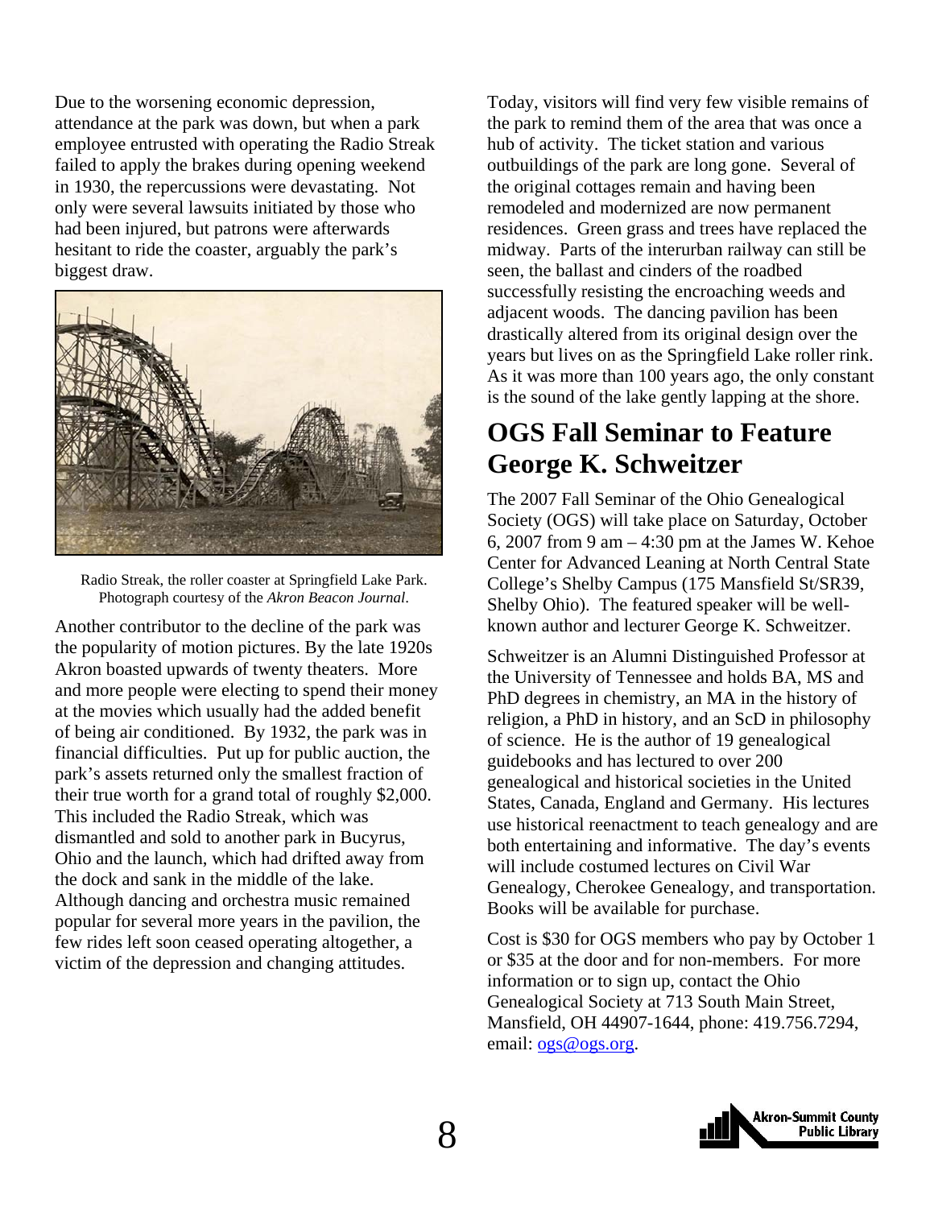Due to the worsening economic depression, attendance at the park was down, but when a park employee entrusted with operating the Radio Streak failed to apply the brakes during opening weekend in 1930, the repercussions were devastating. Not only were several lawsuits initiated by those who had been injured, but patrons were afterwards hesitant to ride the coaster, arguably the park's biggest draw.

Radio Streak, the roller coaster at Springfield Lake Park. Photograph courtesy of the *Akron Beacon Journal*.

Another contributor to the decline of the park was the popularity of motion pictures. By the late 1920s Akron boasted upwards of twenty theaters. More and more people were electing to spend their money at the movies which usually had the added benefit of being air conditioned. By 1932, the park was in financial difficulties. Put up for public auction, the park's assets returned only the smallest fraction of their true worth for a grand total of roughly $2,000. This included the Radio Streak, which was dismantled and sold to another park in Bucyrus, Ohio and the launch, which had drifted away from the dock and sank in the middle of the lake. Although dancing and orchestra music remained popular for several more years in the pavilion, the few rides left soon ceased operating altogether, a victim of the depression and changing attitudes.

Today, visitors will find very few visible remains of the park to remind them of the area that was once a hub of activity. The ticket station and various outbuildings of the park are long gone. Several of the original cottages remain and having been remodeled and modernized are now permanent residences. Green grass and trees have replaced the midway. Parts of the interurban railway can still be seen, the ballast and cinders of the roadbed successfully resisting the encroaching weeds and adjacent woods. The dancing pavilion has been drastically altered from its original design over the years but lives on as the Springfield Lake roller rink. As it was more than 100 years ago, the only constant is the sound of the lake gently lapping at the shore.

## OGS Fall Seminar to Feature George K. Schweitzer

The 2007 Fall Seminar of the Ohio Genealogical Society (OGS) will take place on Saturday, October 6, 2007 from 9 am – 4:30 pm at the James W. Kehoe Center for Advanced Leaning at North Central State College's Shelby Campus (175 Mansfield St/SR39, Shelby Ohio). The featured speaker will be well-known author and lecturer George K. Schweitzer.

Schweitzer is an Alumni Distinguished Professor at the University of Tennessee and holds BA, MS and PhD degrees in chemistry, an MA in the history of religion, a PhD in history, and an ScD in philosophy of science. He is the author of 19 genealogical guidebooks and has lectured to over 200 genealogical and historical societies in the United States, Canada, England and Germany. His lectures use historical reenactment to teach genealogy and are both entertaining and informative. The day's events will include costumed lectures on Civil War Genealogy, Cherokee Genealogy, and transportation. Books will be available for purchase.

Cost is $30 for OGS members who pay by October 1 or $35 at the door and for non-members. For more information or to sign up, contact the Ohio Genealogical Society at 713 South Main Street, Mansfield, OH 44907-1644, phone: 419.756.7294, email: ogs@ogs.org.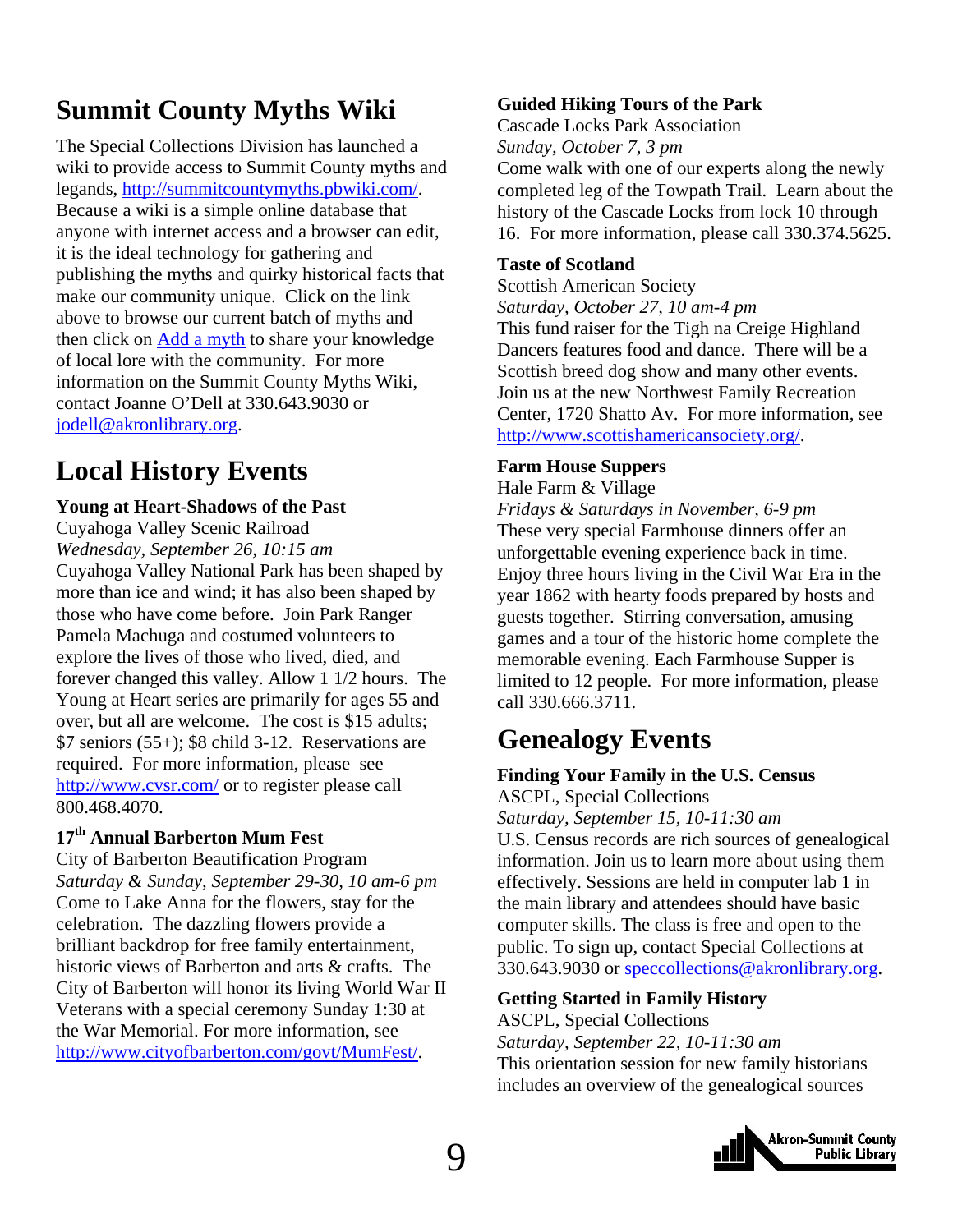# Summit County Myths Wiki

The Special Collections Division has launched a wiki to provide access to Summit County myths and legands, http://summitcountymyths.pbwiki.com/. Because a wiki is a simple online database that anyone with internet access and a browser can edit, it is the ideal technology for gathering and publishing the myths and quirky historical facts that make our community unique. Click on the link above to browse our current batch of myths and then click on Add a myth to share your knowledge of local lore with the community. For more information on the Summit County Myths Wiki, contact Joanne O'Dell at 330.643.9030 or jodell@akronlibrary.org.

# Local History Events

**Young at Heart-Shadows of the Past**
Cuyahoga Valley Scenic Railroad
*Wednesday, September 26, 10:15 am*
Cuyahoga Valley National Park has been shaped by more than ice and wind; it has also been shaped by those who have come before. Join Park Ranger Pamela Machuga and costumed volunteers to explore the lives of those who lived, died, and forever changed this valley. Allow 1 1/2 hours. The Young at Heart series are primarily for ages 55 and over, but all are welcome. The cost is $15 adults; $7 seniors (55+); $8 child 3-12. Reservations are required. For more information, please see http://www.cvsr.com/ or to register please call 800.468.4070.

**17th Annual Barberton Mum Fest**
City of Barberton Beautification Program
*Saturday & Sunday, September 29-30, 10 am-6 pm*
Come to Lake Anna for the flowers, stay for the celebration. The dazzling flowers provide a brilliant backdrop for free family entertainment, historic views of Barberton and arts & crafts. The City of Barberton will honor its living World War II Veterans with a special ceremony Sunday 1:30 at the War Memorial. For more information, see http://www.cityofbarberton.com/govt/MumFest/.

**Guided Hiking Tours of the Park**
Cascade Locks Park Association
*Sunday, October 7, 3 pm*
Come walk with one of our experts along the newly completed leg of the Towpath Trail. Learn about the history of the Cascade Locks from lock 10 through 16. For more information, please call 330.374.5625.

**Taste of Scotland**
Scottish American Society
*Saturday, October 27, 10 am-4 pm*
This fund raiser for the Tigh na Creige Highland Dancers features food and dance. There will be a Scottish breed dog show and many other events. Join us at the new Northwest Family Recreation Center, 1720 Shatto Av. For more information, see http://www.scottishamericansociety.org/.

**Farm House Suppers**
Hale Farm & Village
*Fridays & Saturdays in November, 6-9 pm*
These very special Farmhouse dinners offer an unforgettable evening experience back in time. Enjoy three hours living in the Civil War Era in the year 1862 with hearty foods prepared by hosts and guests together. Stirring conversation, amusing games and a tour of the historic home complete the memorable evening. Each Farmhouse Supper is limited to 12 people. For more information, please call 330.666.3711.

# Genealogy Events

**Finding Your Family in the U.S. Census**
ASCPL, Special Collections
*Saturday, September 15, 10-11:30 am*
U.S. Census records are rich sources of genealogical information. Join us to learn more about using them effectively. Sessions are held in computer lab 1 in the main library and attendees should have basic computer skills. The class is free and open to the public. To sign up, contact Special Collections at 330.643.9030 or speccollections@akronlibrary.org.

**Getting Started in Family History**
ASCPL, Special Collections
*Saturday, September 22, 10-11:30 am*
This orientation session for new family historians includes an overview of the genealogical sources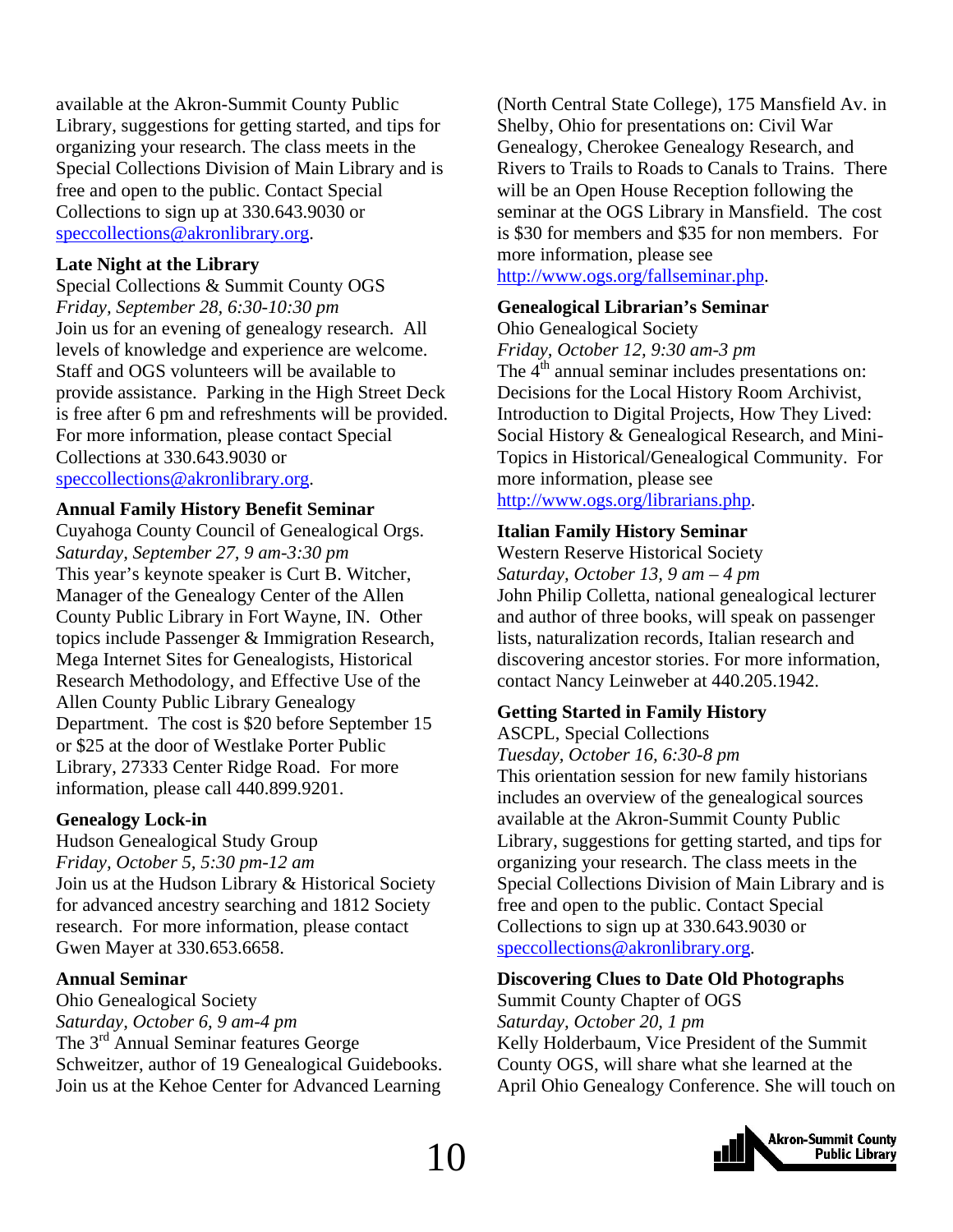available at the Akron-Summit County Public Library, suggestions for getting started, and tips for organizing your research. The class meets in the Special Collections Division of Main Library and is free and open to the public. Contact Special Collections to sign up at 330.643.9030 or speccollections@akronlibrary.org.

**Late Night at the Library**
Special Collections & Summit County OGS
*Friday, September 28, 6:30-10:30 pm*
Join us for an evening of genealogy research. All levels of knowledge and experience are welcome. Staff and OGS volunteers will be available to provide assistance. Parking in the High Street Deck is free after 6 pm and refreshments will be provided. For more information, please contact Special Collections at 330.643.9030 or speccollections@akronlibrary.org.

**Annual Family History Benefit Seminar**
Cuyahoga County Council of Genealogical Orgs.
*Saturday, September 27, 9 am-3:30 pm*
This year's keynote speaker is Curt B. Witcher, Manager of the Genealogy Center of the Allen County Public Library in Fort Wayne, IN. Other topics include Passenger & Immigration Research, Mega Internet Sites for Genealogists, Historical Research Methodology, and Effective Use of the Allen County Public Library Genealogy Department. The cost is $20 before September 15 or $25 at the door of Westlake Porter Public Library, 27333 Center Ridge Road. For more information, please call 440.899.9201.

**Genealogy Lock-in**
Hudson Genealogical Study Group
*Friday, October 5, 5:30 pm-12 am*
Join us at the Hudson Library & Historical Society for advanced ancestry searching and 1812 Society research. For more information, please contact Gwen Mayer at 330.653.6658.

**Annual Seminar**
Ohio Genealogical Society
*Saturday, October 6, 9 am-4 pm*
The 3rd Annual Seminar features George Schweitzer, author of 19 Genealogical Guidebooks. Join us at the Kehoe Center for Advanced Learning (North Central State College), 175 Mansfield Av. in Shelby, Ohio for presentations on: Civil War Genealogy, Cherokee Genealogy Research, and Rivers to Trails to Roads to Canals to Trains. There will be an Open House Reception following the seminar at the OGS Library in Mansfield. The cost is $30 for members and $35 for non members. For more information, please see http://www.ogs.org/fallseminar.php.

**Genealogical Librarian's Seminar**
Ohio Genealogical Society
*Friday, October 12, 9:30 am-3 pm*
The 4th annual seminar includes presentations on: Decisions for the Local History Room Archivist, Introduction to Digital Projects, How They Lived: Social History & Genealogical Research, and Mini-Topics in Historical/Genealogical Community. For more information, please see http://www.ogs.org/librarians.php.

**Italian Family History Seminar**
Western Reserve Historical Society
*Saturday, October 13, 9 am – 4 pm*
John Philip Colletta, national genealogical lecturer and author of three books, will speak on passenger lists, naturalization records, Italian research and discovering ancestor stories. For more information, contact Nancy Leinweber at 440.205.1942.

**Getting Started in Family History**
ASCPL, Special Collections
*Tuesday, October 16, 6:30-8 pm*
This orientation session for new family historians includes an overview of the genealogical sources available at the Akron-Summit County Public Library, suggestions for getting started, and tips for organizing your research. The class meets in the Special Collections Division of Main Library and is free and open to the public. Contact Special Collections to sign up at 330.643.9030 or speccollections@akronlibrary.org.

**Discovering Clues to Date Old Photographs**
Summit County Chapter of OGS
*Saturday, October 20, 1 pm*
Kelly Holderbaum, Vice President of the Summit County OGS, will share what she learned at the April Ohio Genealogy Conference. She will touch on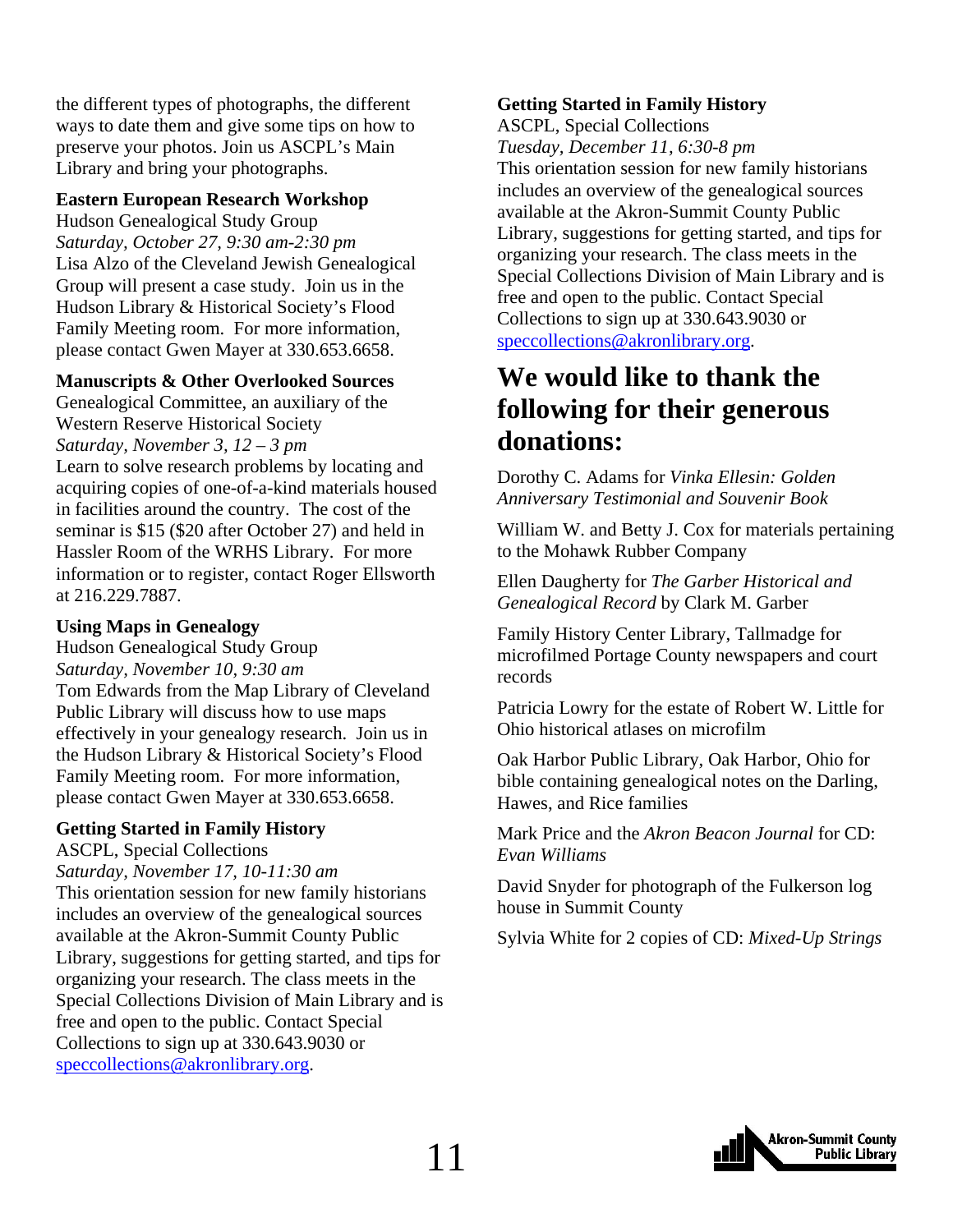the different types of photographs, the different ways to date them and give some tips on how to preserve your photos. Join us ASCPL's Main Library and bring your photographs.

**Eastern European Research Workshop**
Hudson Genealogical Study Group
*Saturday, October 27, 9:30 am-2:30 pm*
Lisa Alzo of the Cleveland Jewish Genealogical Group will present a case study. Join us in the Hudson Library & Historical Society's Flood Family Meeting room. For more information, please contact Gwen Mayer at 330.653.6658.

**Manuscripts & Other Overlooked Sources**
Genealogical Committee, an auxiliary of the Western Reserve Historical Society
*Saturday, November 3, 12 – 3 pm*
Learn to solve research problems by locating and acquiring copies of one-of-a-kind materials housed in facilities around the country. The cost of the seminar is $15 ($20 after October 27) and held in Hassler Room of the WRHS Library. For more information or to register, contact Roger Ellsworth at 216.229.7887.

**Using Maps in Genealogy**
Hudson Genealogical Study Group
*Saturday, November 10, 9:30 am*
Tom Edwards from the Map Library of Cleveland Public Library will discuss how to use maps effectively in your genealogy research. Join us in the Hudson Library & Historical Society's Flood Family Meeting room. For more information, please contact Gwen Mayer at 330.653.6658.

**Getting Started in Family History**
ASCPL, Special Collections
*Saturday, November 17, 10-11:30 am*
This orientation session for new family historians includes an overview of the genealogical sources available at the Akron-Summit County Public Library, suggestions for getting started, and tips for organizing your research. The class meets in the Special Collections Division of Main Library and is free and open to the public. Contact Special Collections to sign up at 330.643.9030 or speccollections@akronlibrary.org.

**Getting Started in Family History**
ASCPL, Special Collections
*Tuesday, December 11, 6:30-8 pm*
This orientation session for new family historians includes an overview of the genealogical sources available at the Akron-Summit County Public Library, suggestions for getting started, and tips for organizing your research. The class meets in the Special Collections Division of Main Library and is free and open to the public. Contact Special Collections to sign up at 330.643.9030 or speccollections@akronlibrary.org.

# We would like to thank the following for their generous donations:

Dorothy C. Adams for *Vinka Ellesin: Golden Anniversary Testimonial and Souvenir Book*

William W. and Betty J. Cox for materials pertaining to the Mohawk Rubber Company

Ellen Daugherty for *The Garber Historical and Genealogical Record* by Clark M. Garber

Family History Center Library, Tallmadge for microfilmed Portage County newspapers and court records

Patricia Lowry for the estate of Robert W. Little for Ohio historical atlases on microfilm

Oak Harbor Public Library, Oak Harbor, Ohio for bible containing genealogical notes on the Darling, Hawes, and Rice families

Mark Price and the *Akron Beacon Journal* for CD: *Evan Williams*

David Snyder for photograph of the Fulkerson log house in Summit County

Sylvia White for 2 copies of CD: *Mixed-Up Strings*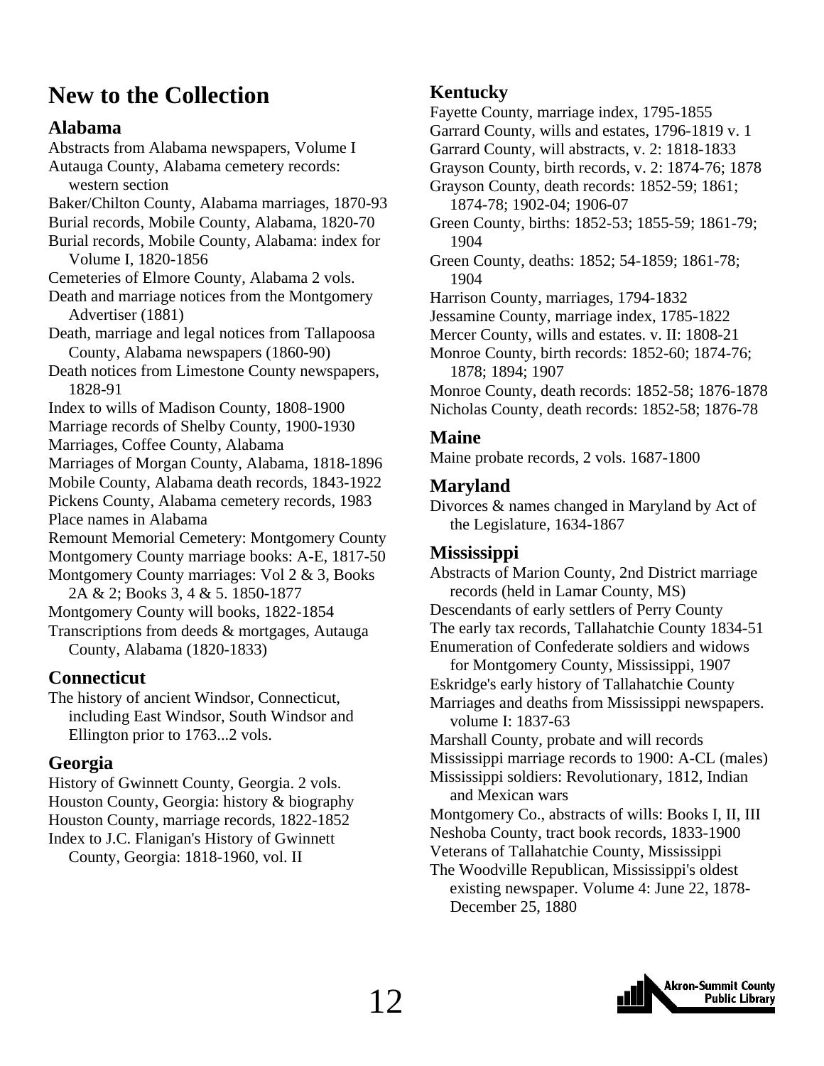# New to the Collection

## Alabama

Abstracts from Alabama newspapers, Volume I
Autauga County, Alabama cemetery records: western section
Baker/Chilton County, Alabama marriages, 1870-93
Burial records, Mobile County, Alabama, 1820-70
Burial records, Mobile County, Alabama: index for Volume I, 1820-1856
Cemeteries of Elmore County, Alabama 2 vols.
Death and marriage notices from the Montgomery Advertiser (1881)
Death, marriage and legal notices from Tallapoosa County, Alabama newspapers (1860-90)
Death notices from Limestone County newspapers, 1828-91
Index to wills of Madison County, 1808-1900
Marriage records of Shelby County, 1900-1930
Marriages, Coffee County, Alabama
Marriages of Morgan County, Alabama, 1818-1896
Mobile County, Alabama death records, 1843-1922
Pickens County, Alabama cemetery records, 1983
Place names in Alabama
Remount Memorial Cemetery: Montgomery County
Montgomery County marriage books: A-E, 1817-50
Montgomery County marriages: Vol 2 & 3, Books 2A & 2; Books 3, 4 & 5. 1850-1877
Montgomery County will books, 1822-1854
Transcriptions from deeds & mortgages, Autauga County, Alabama (1820-1833)

## Connecticut

The history of ancient Windsor, Connecticut, including East Windsor, South Windsor and Ellington prior to 1763...2 vols.

## Georgia

History of Gwinnett County, Georgia. 2 vols.
Houston County, Georgia: history & biography
Houston County, marriage records, 1822-1852
Index to J.C. Flanigan's History of Gwinnett County, Georgia: 1818-1960, vol. II

## Kentucky

Fayette County, marriage index, 1795-1855
Garrard County, wills and estates, 1796-1819 v. 1
Garrard County, will abstracts, v. 2: 1818-1833
Grayson County, birth records, v. 2: 1874-76; 1878
Grayson County, death records: 1852-59; 1861; 1874-78; 1902-04; 1906-07
Green County, births: 1852-53; 1855-59; 1861-79; 1904
Green County, deaths: 1852; 54-1859; 1861-78; 1904
Harrison County, marriages, 1794-1832
Jessamine County, marriage index, 1785-1822
Mercer County, wills and estates. v. II: 1808-21
Monroe County, birth records: 1852-60; 1874-76; 1878; 1894; 1907
Monroe County, death records: 1852-58; 1876-1878
Nicholas County, death records: 1852-58; 1876-78

## Maine

Maine probate records, 2 vols. 1687-1800

## Maryland

Divorces & names changed in Maryland by Act of the Legislature, 1634-1867

## Mississippi

Abstracts of Marion County, 2nd District marriage records (held in Lamar County, MS)
Descendants of early settlers of Perry County
The early tax records, Tallahatchie County 1834-51
Enumeration of Confederate soldiers and widows for Montgomery County, Mississippi, 1907
Eskridge's early history of Tallahatchie County
Marriages and deaths from Mississippi newspapers. volume I: 1837-63
Marshall County, probate and will records
Mississippi marriage records to 1900: A-CL (males)
Mississippi soldiers: Revolutionary, 1812, Indian and Mexican wars
Montgomery Co., abstracts of wills: Books I, II, III
Neshoba County, tract book records, 1833-1900
Veterans of Tallahatchie County, Mississippi
The Woodville Republican, Mississippi's oldest existing newspaper. Volume 4: June 22, 1878-December 25, 1880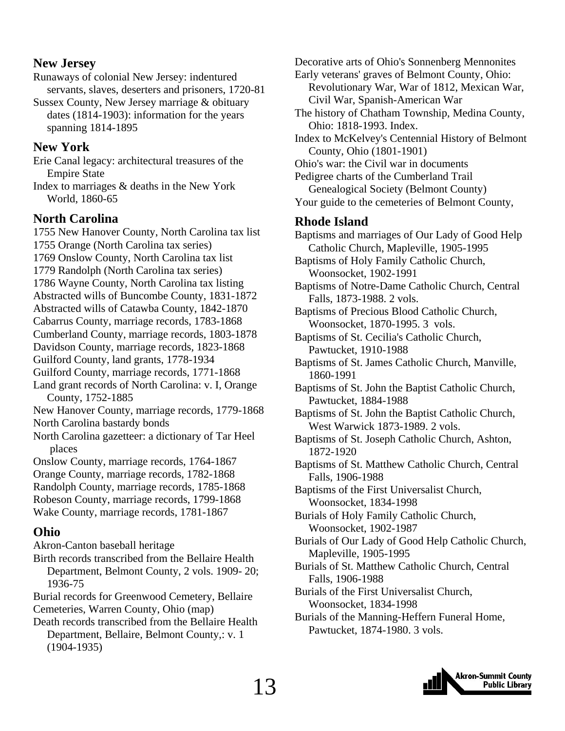## New Jersey

Runaways of colonial New Jersey: indentured servants, slaves, deserters and prisoners, 1720-81

Sussex County, New Jersey marriage & obituary dates (1814-1903): information for the years spanning 1814-1895

## New York

Erie Canal legacy: architectural treasures of the Empire State

Index to marriages & deaths in the New York World, 1860-65

## North Carolina

1755 New Hanover County, North Carolina tax list

1755 Orange (North Carolina tax series)

1769 Onslow County, North Carolina tax list

1779 Randolph (North Carolina tax series)

1786 Wayne County, North Carolina tax listing

Abstracted wills of Buncombe County, 1831-1872

Abstracted wills of Catawba County, 1842-1870

Cabarrus County, marriage records, 1783-1868

Cumberland County, marriage records, 1803-1878

Davidson County, marriage records, 1823-1868

Guilford County, land grants, 1778-1934

Guilford County, marriage records, 1771-1868

Land grant records of North Carolina: v. I, Orange County, 1752-1885

New Hanover County, marriage records, 1779-1868

North Carolina bastardy bonds

North Carolina gazetteer: a dictionary of Tar Heel places

Onslow County, marriage records, 1764-1867

Orange County, marriage records, 1782-1868

Randolph County, marriage records, 1785-1868

Robeson County, marriage records, 1799-1868

Wake County, marriage records, 1781-1867

## Ohio

Akron-Canton baseball heritage

Birth records transcribed from the Bellaire Health Department, Belmont County, 2 vols. 1909- 20; 1936-75

Burial records for Greenwood Cemetery, Bellaire

Cemeteries, Warren County, Ohio (map)

Death records transcribed from the Bellaire Health Department, Bellaire, Belmont County,: v. 1 (1904-1935)

Decorative arts of Ohio's Sonnenberg Mennonites

Early veterans' graves of Belmont County, Ohio: Revolutionary War, War of 1812, Mexican War, Civil War, Spanish-American War

The history of Chatham Township, Medina County, Ohio: 1818-1993. Index.

Index to McKelvey's Centennial History of Belmont County, Ohio (1801-1901)

Ohio's war: the Civil war in documents

Pedigree charts of the Cumberland Trail Genealogical Society (Belmont County)

Your guide to the cemeteries of Belmont County,

## Rhode Island

Baptisms and marriages of Our Lady of Good Help Catholic Church, Mapleville, 1905-1995

Baptisms of Holy Family Catholic Church, Woonsocket, 1902-1991

Baptisms of Notre-Dame Catholic Church, Central Falls, 1873-1988. 2 vols.

Baptisms of Precious Blood Catholic Church, Woonsocket, 1870-1995. 3 vols.

Baptisms of St. Cecilia's Catholic Church, Pawtucket, 1910-1988

Baptisms of St. James Catholic Church, Manville, 1860-1991

Baptisms of St. John the Baptist Catholic Church, Pawtucket, 1884-1988

Baptisms of St. John the Baptist Catholic Church, West Warwick 1873-1989. 2 vols.

Baptisms of St. Joseph Catholic Church, Ashton, 1872-1920

Baptisms of St. Matthew Catholic Church, Central Falls, 1906-1988

Baptisms of the First Universalist Church, Woonsocket, 1834-1998

Burials of Holy Family Catholic Church, Woonsocket, 1902-1987

Burials of Our Lady of Good Help Catholic Church, Mapleville, 1905-1995

Burials of St. Matthew Catholic Church, Central Falls, 1906-1988

Burials of the First Universalist Church, Woonsocket, 1834-1998

Burials of the Manning-Heffern Funeral Home, Pawtucket, 1874-1980. 3 vols.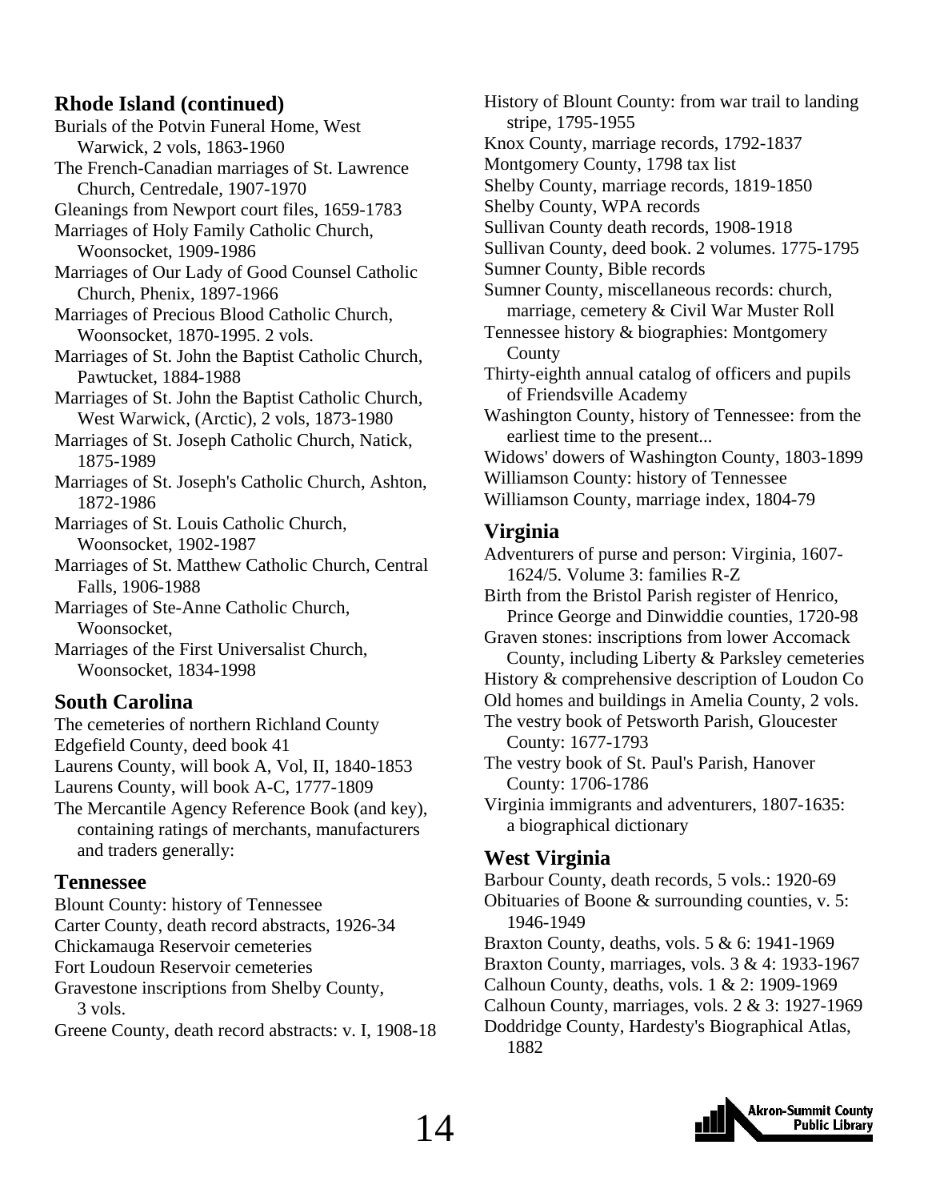## Rhode Island (continued)

Burials of the Potvin Funeral Home, West Warwick, 2 vols, 1863-1960
The French-Canadian marriages of St. Lawrence Church, Centredale, 1907-1970
Gleanings from Newport court files, 1659-1783
Marriages of Holy Family Catholic Church, Woonsocket, 1909-1986
Marriages of Our Lady of Good Counsel Catholic Church, Phenix, 1897-1966
Marriages of Precious Blood Catholic Church, Woonsocket, 1870-1995. 2 vols.
Marriages of St. John the Baptist Catholic Church, Pawtucket, 1884-1988
Marriages of St. John the Baptist Catholic Church, West Warwick, (Arctic), 2 vols, 1873-1980
Marriages of St. Joseph Catholic Church, Natick, 1875-1989
Marriages of St. Joseph's Catholic Church, Ashton, 1872-1986
Marriages of St. Louis Catholic Church, Woonsocket, 1902-1987
Marriages of St. Matthew Catholic Church, Central Falls, 1906-1988
Marriages of Ste-Anne Catholic Church, Woonsocket,
Marriages of the First Universalist Church, Woonsocket, 1834-1998

## South Carolina

The cemeteries of northern Richland County
Edgefield County, deed book 41
Laurens County, will book A, Vol, II, 1840-1853
Laurens County, will book A-C, 1777-1809
The Mercantile Agency Reference Book (and key), containing ratings of merchants, manufacturers and traders generally:

## Tennessee

Blount County: history of Tennessee
Carter County, death record abstracts, 1926-34
Chickamauga Reservoir cemeteries
Fort Loudoun Reservoir cemeteries
Gravestone inscriptions from Shelby County, 3 vols.
Greene County, death record abstracts: v. I, 1908-18
History of Blount County: from war trail to landing stripe, 1795-1955
Knox County, marriage records, 1792-1837
Montgomery County, 1798 tax list
Shelby County, marriage records, 1819-1850
Shelby County, WPA records
Sullivan County death records, 1908-1918
Sullivan County, deed book. 2 volumes. 1775-1795
Sumner County, Bible records
Sumner County, miscellaneous records: church, marriage, cemetery & Civil War Muster Roll
Tennessee history & biographies: Montgomery County
Thirty-eighth annual catalog of officers and pupils of Friendsville Academy
Washington County, history of Tennessee: from the earliest time to the present...
Widows' dowers of Washington County, 1803-1899
Williamson County: history of Tennessee
Williamson County, marriage index, 1804-79

## Virginia

Adventurers of purse and person: Virginia, 1607-1624/5. Volume 3: families R-Z
Birth from the Bristol Parish register of Henrico, Prince George and Dinwiddie counties, 1720-98
Graven stones: inscriptions from lower Accomack County, including Liberty & Parksley cemeteries
History & comprehensive description of Loudon Co
Old homes and buildings in Amelia County, 2 vols.
The vestry book of Petsworth Parish, Gloucester County: 1677-1793
The vestry book of St. Paul's Parish, Hanover County: 1706-1786
Virginia immigrants and adventurers, 1807-1635: a biographical dictionary

## West Virginia

Barbour County, death records, 5 vols.: 1920-69
Obituaries of Boone & surrounding counties, v. 5: 1946-1949
Braxton County, deaths, vols. 5 & 6: 1941-1969
Braxton County, marriages, vols. 3 & 4: 1933-1967
Calhoun County, deaths, vols. 1 & 2: 1909-1969
Calhoun County, marriages, vols. 2 & 3: 1927-1969
Doddridge County, Hardesty's Biographical Atlas, 1882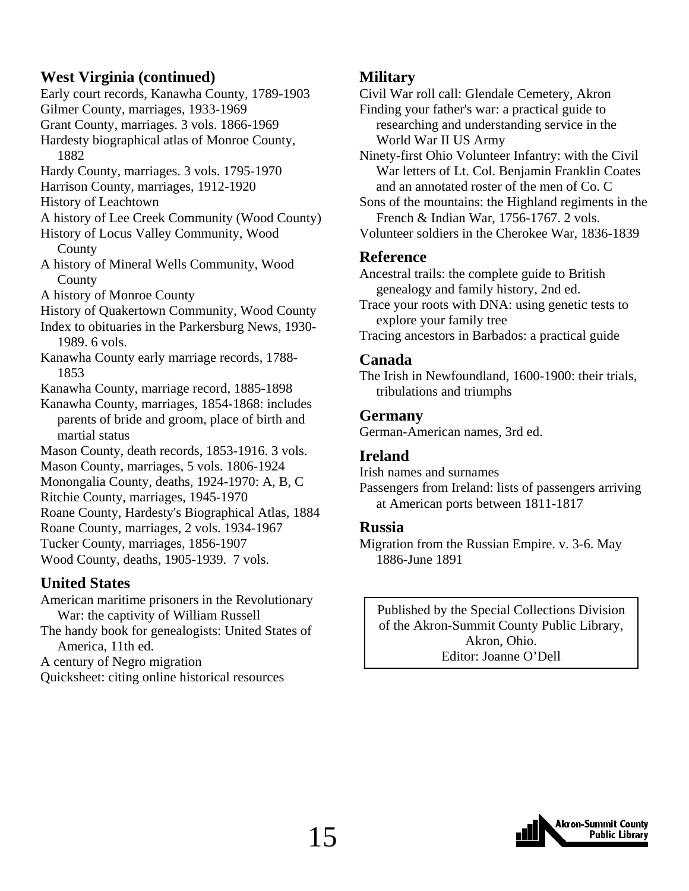## West Virginia (continued)

Early court records, Kanawha County, 1789-1903
Gilmer County, marriages, 1933-1969
Grant County, marriages. 3 vols. 1866-1969
Hardesty biographical atlas of Monroe County, 1882
Hardy County, marriages. 3 vols. 1795-1970
Harrison County, marriages, 1912-1920
History of Leachtown
A history of Lee Creek Community (Wood County)
History of Locus Valley Community, Wood County
A history of Mineral Wells Community, Wood County
A history of Monroe County
History of Quakertown Community, Wood County
Index to obituaries in the Parkersburg News, 1930-1989. 6 vols.
Kanawha County early marriage records, 1788-1853
Kanawha County, marriage record, 1885-1898
Kanawha County, marriages, 1854-1868: includes parents of bride and groom, place of birth and martial status
Mason County, death records, 1853-1916. 3 vols.
Mason County, marriages, 5 vols. 1806-1924
Monongalia County, deaths, 1924-1970: A, B, C
Ritchie County, marriages, 1945-1970
Roane County, Hardesty's Biographical Atlas, 1884
Roane County, marriages, 2 vols. 1934-1967
Tucker County, marriages, 1856-1907
Wood County, deaths, 1905-1939. 7 vols.

## United States

American maritime prisoners in the Revolutionary War: the captivity of William Russell
The handy book for genealogists: United States of America, 11th ed.
A century of Negro migration
Quicksheet: citing online historical resources

## Military

Civil War roll call: Glendale Cemetery, Akron
Finding your father's war: a practical guide to researching and understanding service in the World War II US Army
Ninety-first Ohio Volunteer Infantry: with the Civil War letters of Lt. Col. Benjamin Franklin Coates and an annotated roster of the men of Co. C
Sons of the mountains: the Highland regiments in the French & Indian War, 1756-1767. 2 vols.
Volunteer soldiers in the Cherokee War, 1836-1839

## Reference

Ancestral trails: the complete guide to British genealogy and family history, 2nd ed.
Trace your roots with DNA: using genetic tests to explore your family tree
Tracing ancestors in Barbados: a practical guide

## Canada

The Irish in Newfoundland, 1600-1900: their trials, tribulations and triumphs

## Germany

German-American names, 3rd ed.

## Ireland

Irish names and surnames
Passengers from Ireland: lists of passengers arriving at American ports between 1811-1817

## Russia

Migration from the Russian Empire. v. 3-6. May 1886-June 1891

Published by the Special Collections Division of the Akron-Summit County Public Library, Akron, Ohio.
Editor: Joanne O'Dell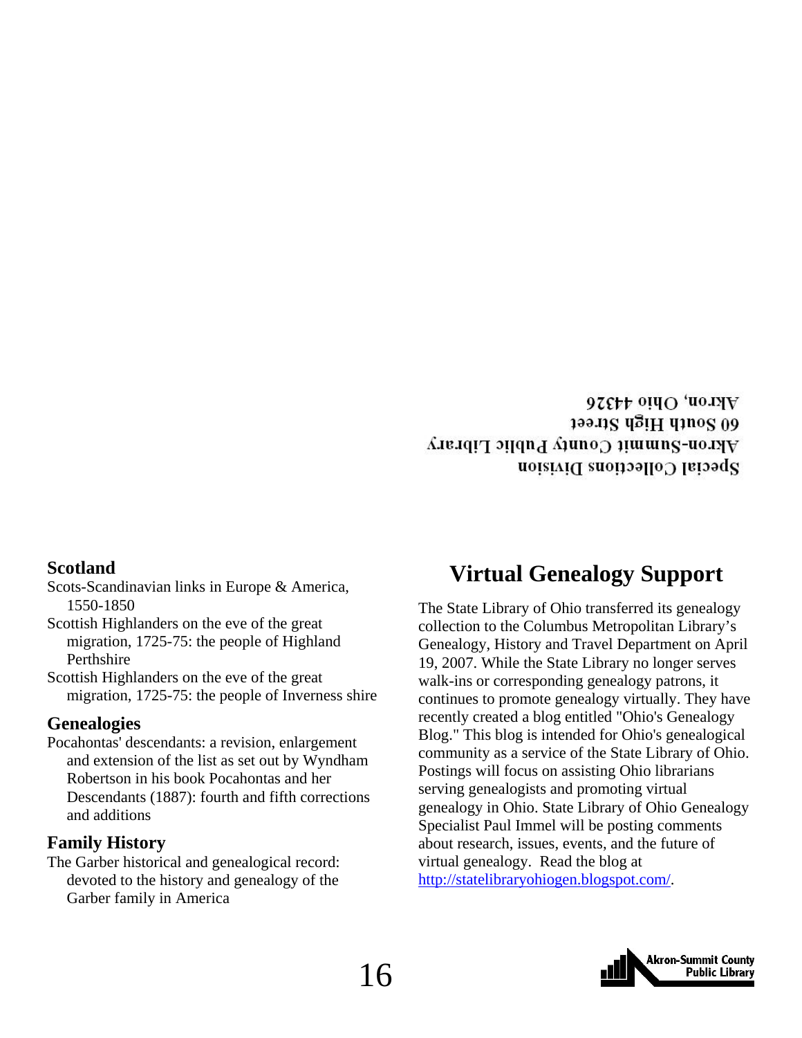Special Collections Division
Akron-Summit County Public Library
60 South High Street
Akron, Ohio 44326

### Scotland

Scots-Scandinavian links in Europe & America, 1550-1850

Scottish Highlanders on the eve of the great migration, 1725-75: the people of Highland Perthshire

Scottish Highlanders on the eve of the great migration, 1725-75: the people of Inverness shire

### Genealogies

Pocahontas' descendants: a revision, enlargement and extension of the list as set out by Wyndham Robertson in his book Pocahontas and her Descendants (1887): fourth and fifth corrections and additions

### Family History

The Garber historical and genealogical record: devoted to the history and genealogy of the Garber family in America

## Virtual Genealogy Support

The State Library of Ohio transferred its genealogy collection to the Columbus Metropolitan Library's Genealogy, History and Travel Department on April 19, 2007. While the State Library no longer serves walk-ins or corresponding genealogy patrons, it continues to promote genealogy virtually. They have recently created a blog entitled "Ohio's Genealogy Blog." This blog is intended for Ohio's genealogical community as a service of the State Library of Ohio. Postings will focus on assisting Ohio librarians serving genealogists and promoting virtual genealogy in Ohio. State Library of Ohio Genealogy Specialist Paul Immel will be posting comments about research, issues, events, and the future of virtual genealogy. Read the blog at http://statelibraryohiogen.blogspot.com/.

Akron-Summit County Public Library